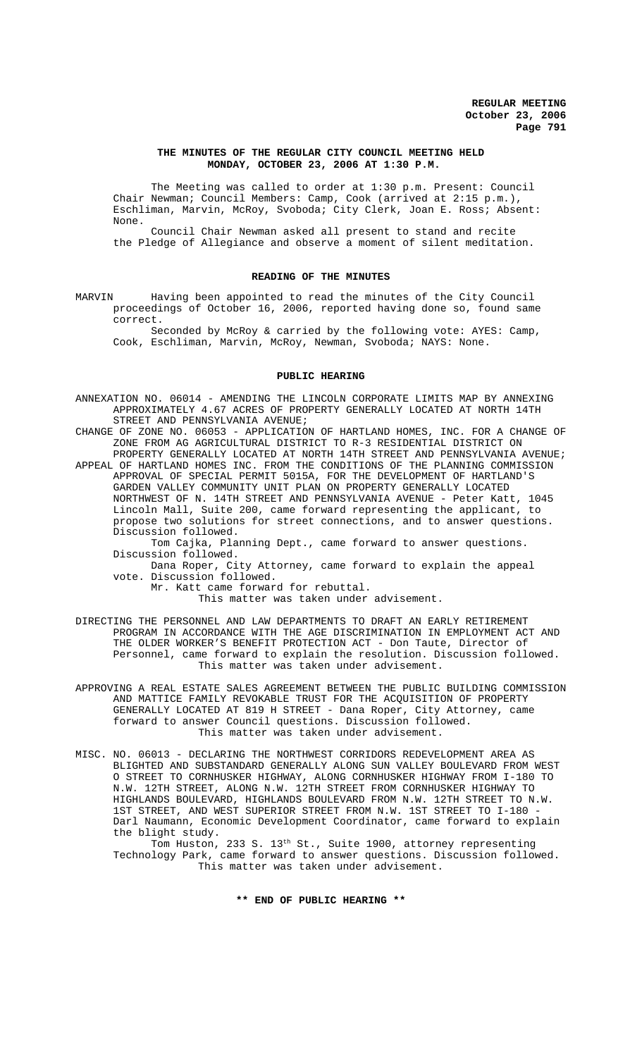# THE MINUTES OF THE REGULAR CITY COUNCIL MEETING HELD MONDAY, OCTOBER 23, 2006 AT 1:30 P.M.

The Meeting was called to order at 1:30 p.m. Present: Council Chair Newman; Council Members: Camp, Cook (arrived at 2:15 p.m.), Eschliman, Marvin, McRoy, Svoboda; City Clerk, Joan E. Ross; Absent: None.

Council Chair Newman asked all present to stand and recite the Pledge of Allegiance and observe a moment of silent meditation.

## READING OF THE MINUTES

MARVIN Having been appointed to read the minutes of the City Council proceedings of October 16, 2006, reported having done so, found same correct.

Seconded by McRoy & carried by the following vote: AYES: Camp, Cook, Eschliman, Marvin, McRoy, Newman, Svoboda; NAYS: None.

## PUBLIC HEARING

ANNEXATION NO. 06014 - AMENDING THE LINCOLN CORPORATE LIMITS MAP BY ANNEXING APPROXIMATELY 4.67 ACRES OF PROPERTY GENERALLY LOCATED AT NORTH 14TH STREET AND PENNSYLVANIA AVENUE;

CHANGE OF ZONE NO. 06053 - APPLICATION OF HARTLAND HOMES, INC. FOR A CHANGE OF ZONE FROM AG AGRICULTURAL DISTRICT TO R-3 RESIDENTIAL DISTRICT ON PROPERTY GENERALLY LOCATED AT NORTH 14TH STREET AND PENNSYLVANIA AVENUE;

APPEAL OF HARTLAND HOMES INC. FROM THE CONDITIONS OF THE PLANNING COMMISSION APPROVAL OF SPECIAL PERMIT 5015A, FOR THE DEVELOPMENT OF HARTLAND'S GARDEN VALLEY COMMUNITY UNIT PLAN ON PROPERTY GENERALLY LOCATED NORTHWEST OF N. 14TH STREET AND PENNSYLVANIA AVENUE - Peter Katt, 1045 Lincoln Mall, Suite 200, came forward representing the applicant, to propose two solutions for street connections, and to answer questions. Discussion followed.

Tom Cajka, Planning Dept., came forward to answer questions. Discussion followed.

Dana Roper, City Attorney, came forward to explain the appeal vote. Discussion followed.

Mr. Katt came forward for rebuttal.

This matter was taken under advisement.

DIRECTING THE PERSONNEL AND LAW DEPARTMENTS TO DRAFT AN EARLY RETIREMENT PROGRAM IN ACCORDANCE WITH THE AGE DISCRIMINATION IN EMPLOYMENT ACT AND THE OLDER WORKER'S BENEFIT PROTECTION ACT - Don Taute, Director of Personnel, came forward to explain the resolution. Discussion followed.

This matter was taken under advisement.

APPROVING A REAL ESTATE SALES AGREEMENT BETWEEN THE PUBLIC BUILDING COMMISSION AND MATTICE FAMILY REVOKABLE TRUST FOR THE ACQUISITION OF PROPERTY GENERALLY LOCATED AT 819 H STREET - Dana Roper, City Attorney, came forward to answer Council questions. Discussion followed.

This matter was taken under advisement.

MISC. NO. 06013 - DECLARING THE NORTHWEST CORRIDORS REDEVELOPMENT AREA AS BLIGHTED AND SUBSTANDARD GENERALLY ALONG SUN VALLEY BOULEVARD FROM WEST O STREET TO CORNHUSKER HIGHWAY, ALONG CORNHUSKER HIGHWAY FROM I-180 TO N.W. 12TH STREET, ALONG N.W. 12TH STREET FROM CORNHUSKER HIGHWAY TO HIGHLANDS BOULEVARD, HIGHLANDS BOULEVARD FROM N.W. 12TH STREET TO N.W. 1ST STREET, AND WEST SUPERIOR STREET FROM N.W. 1ST STREET TO I-180 - Darl Naumann, Economic Development Coordinator, came forward to explain the blight study.

Tom Huston, 233 S. 13th St., Suite 1900, attorney representing Technology Park, came forward to answer questions. Discussion followed.

This matter was taken under advisement.

**\*\* END OF PUBLIC HEARING \*\***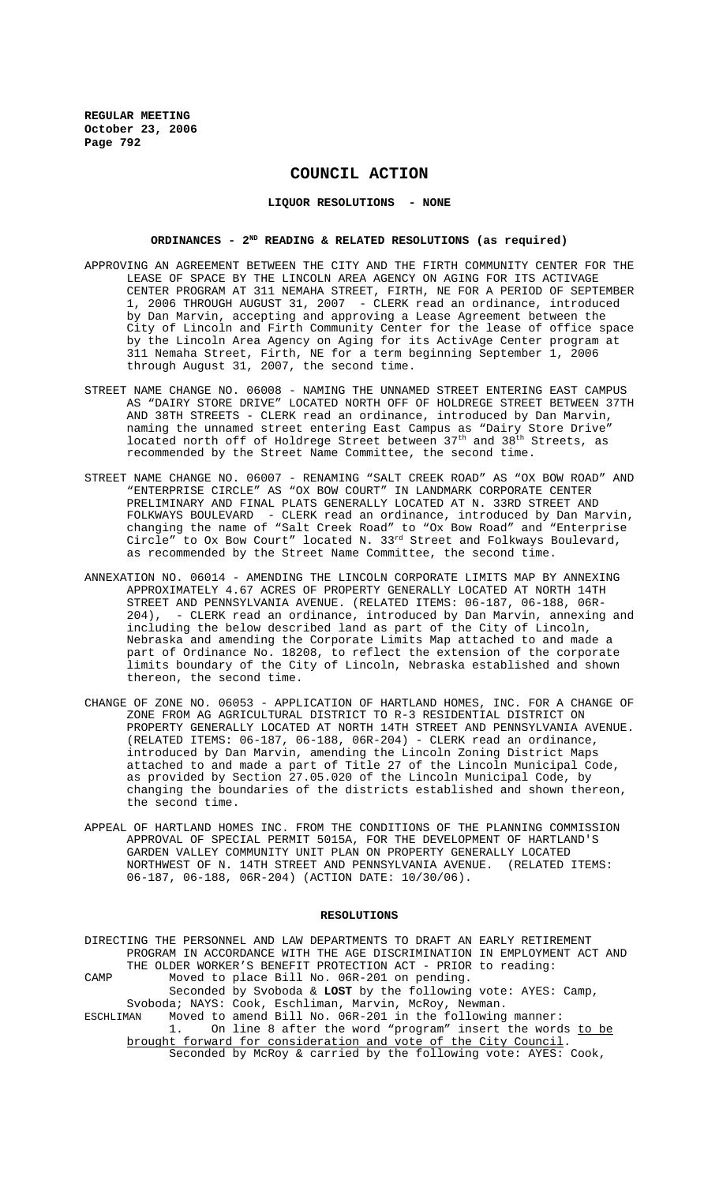# COUNCIL ACTION

## LIQUOR RESOLUTIONS - NONE

## ORDINANCES - 2ND READING & RELATED RESOLUTIONS (as required)

APPROVING AN AGREEMENT BETWEEN THE CITY AND THE FIRTH COMMUNITY CENTER FOR THE LEASE OF SPACE BY THE LINCOLN AREA AGENCY ON AGING FOR ITS ACTIVAGE CENTER PROGRAM AT 311 NEMAHA STREET, FIRTH, NE FOR A PERIOD OF SEPTEMBER 1, 2006 THROUGH AUGUST 31, 2007 - CLERK read an ordinance, introduced by Dan Marvin, accepting and approving a Lease Agreement between the City of Lincoln and Firth Community Center for the lease of office space by the Lincoln Area Agency on Aging for its ActivAge Center program at 311 Nemaha Street, Firth, NE for a term beginning September 1, 2006 through August 31, 2007, the second time.

STREET NAME CHANGE NO. 06008 - NAMING THE UNNAMED STREET ENTERING EAST CAMPUS AS "DAIRY STORE DRIVE" LOCATED NORTH OFF OF HOLDREGE STREET BETWEEN 37TH AND 38TH STREETS - CLERK read an ordinance, introduced by Dan Marvin, naming the unnamed street entering East Campus as "Dairy Store Drive" located north off of Holdrege Street between 37th and 38th Streets, as recommended by the Street Name Committee, the second time.

STREET NAME CHANGE NO. 06007 - RENAMING "SALT CREEK ROAD" AS "OX BOW ROAD" AND "ENTERPRISE CIRCLE" AS "OX BOW COURT" IN LANDMARK CORPORATE CENTER PRELIMINARY AND FINAL PLATS GENERALLY LOCATED AT N. 33RD STREET AND FOLKWAYS BOULEVARD - CLERK read an ordinance, introduced by Dan Marvin, changing the name of "Salt Creek Road" to "Ox Bow Road" and "Enterprise Circle" to Ox Bow Court" located N. 33rd Street and Folkways Boulevard, as recommended by the Street Name Committee, the second time.

ANNEXATION NO. 06014 - AMENDING THE LINCOLN CORPORATE LIMITS MAP BY ANNEXING APPROXIMATELY 4.67 ACRES OF PROPERTY GENERALLY LOCATED AT NORTH 14TH STREET AND PENNSYLVANIA AVENUE. (RELATED ITEMS: 06-187, 06-188, 06R-204), - CLERK read an ordinance, introduced by Dan Marvin, annexing and including the below described land as part of the City of Lincoln, Nebraska and amending the Corporate Limits Map attached to and made a part of Ordinance No. 18208, to reflect the extension of the corporate limits boundary of the City of Lincoln, Nebraska established and shown thereon, the second time.

CHANGE OF ZONE NO. 06053 - APPLICATION OF HARTLAND HOMES, INC. FOR A CHANGE OF ZONE FROM AG AGRICULTURAL DISTRICT TO R-3 RESIDENTIAL DISTRICT ON PROPERTY GENERALLY LOCATED AT NORTH 14TH STREET AND PENNSYLVANIA AVENUE. (RELATED ITEMS: 06-187, 06-188, 06R-204) - CLERK read an ordinance, introduced by Dan Marvin, amending the Lincoln Zoning District Maps attached to and made a part of Title 27 of the Lincoln Municipal Code, as provided by Section 27.05.020 of the Lincoln Municipal Code, by changing the boundaries of the districts established and shown thereon, the second time.

APPEAL OF HARTLAND HOMES INC. FROM THE CONDITIONS OF THE PLANNING COMMISSION APPROVAL OF SPECIAL PERMIT 5015A, FOR THE DEVELOPMENT OF HARTLAND'S GARDEN VALLEY COMMUNITY UNIT PLAN ON PROPERTY GENERALLY LOCATED NORTHWEST OF N. 14TH STREET AND PENNSYLVANIA AVENUE. (RELATED ITEMS: 06-187, 06-188, 06R-204) (ACTION DATE: 10/30/06).

## RESOLUTIONS

DIRECTING THE PERSONNEL AND LAW DEPARTMENTS TO DRAFT AN EARLY RETIREMENT PROGRAM IN ACCORDANCE WITH THE AGE DISCRIMINATION IN EMPLOYMENT ACT AND THE OLDER WORKER'S BENEFIT PROTECTION ACT - PRIOR to reading:

CAMP Moved to place Bill No. 06R-201 on pending.
Seconded by Svoboda & **LOST** by the following vote: AYES: Camp, Svoboda; NAYS: Cook, Eschliman, Marvin, McRoy, Newman.

ESCHLIMAN Moved to amend Bill No. 06R-201 in the following manner:
1. On line 8 after the word "program" insert the words to be brought forward for consideration and vote of the City Council.
Seconded by McRoy & carried by the following vote: AYES: Cook,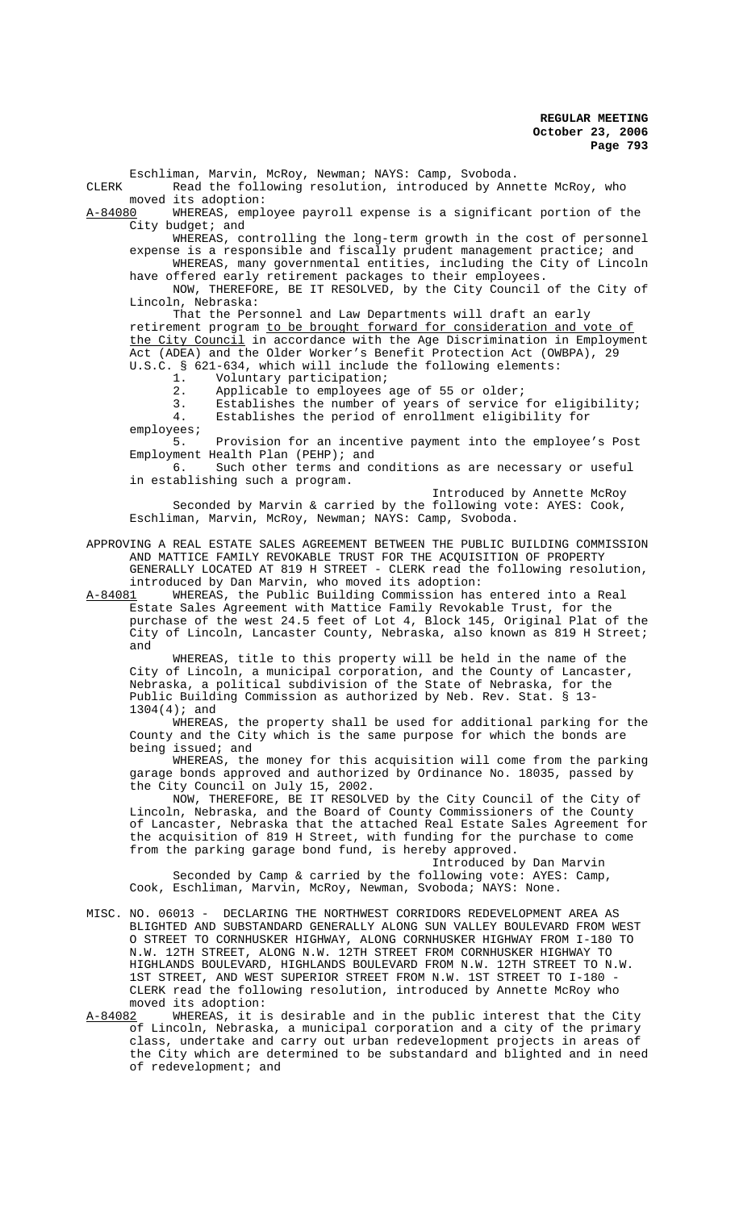Eschliman, Marvin, McRoy, Newman; NAYS: Camp, Svoboda.

CLERK Read the following resolution, introduced by Annette McRoy, who moved its adoption:

A-84080 WHEREAS, employee payroll expense is a significant portion of the City budget; and

WHEREAS, controlling the long-term growth in the cost of personnel expense is a responsible and fiscally prudent management practice; and

WHEREAS, many governmental entities, including the City of Lincoln have offered early retirement packages to their employees.

NOW, THEREFORE, BE IT RESOLVED, by the City Council of the City of Lincoln, Nebraska:

That the Personnel and Law Departments will draft an early retirement program to be brought forward for consideration and vote of the City Council in accordance with the Age Discrimination in Employment Act (ADEA) and the Older Worker's Benefit Protection Act (OWBPA), 29 U.S.C. § 621-634, which will include the following elements:

1. Voluntary participation;
2. Applicable to employees age of 55 or older;
3. Establishes the number of years of service for eligibility;
4. Establishes the period of enrollment eligibility for employees;
5. Provision for an incentive payment into the employee's Post Employment Health Plan (PEHP); and
6. Such other terms and conditions as are necessary or useful in establishing such a program.

Introduced by Annette McRoy

Seconded by Marvin & carried by the following vote: AYES: Cook, Eschliman, Marvin, McRoy, Newman; NAYS: Camp, Svoboda.

APPROVING A REAL ESTATE SALES AGREEMENT BETWEEN THE PUBLIC BUILDING COMMISSION AND MATTICE FAMILY REVOKABLE TRUST FOR THE ACQUISITION OF PROPERTY GENERALLY LOCATED AT 819 H STREET - CLERK read the following resolution, introduced by Dan Marvin, who moved its adoption:

A-84081 WHEREAS, the Public Building Commission has entered into a Real Estate Sales Agreement with Mattice Family Revokable Trust, for the purchase of the west 24.5 feet of Lot 4, Block 145, Original Plat of the City of Lincoln, Lancaster County, Nebraska, also known as 819 H Street; and

WHEREAS, title to this property will be held in the name of the City of Lincoln, a municipal corporation, and the County of Lancaster, Nebraska, a political subdivision of the State of Nebraska, for the Public Building Commission as authorized by Neb. Rev. Stat. § 13-1304(4); and

WHEREAS, the property shall be used for additional parking for the County and the City which is the same purpose for which the bonds are being issued; and

WHEREAS, the money for this acquisition will come from the parking garage bonds approved and authorized by Ordinance No. 18035, passed by the City Council on July 15, 2002.

NOW, THEREFORE, BE IT RESOLVED by the City Council of the City of Lincoln, Nebraska, and the Board of County Commissioners of the County of Lancaster, Nebraska that the attached Real Estate Sales Agreement for the acquisition of 819 H Street, with funding for the purchase to come from the parking garage bond fund, is hereby approved.

Introduced by Dan Marvin

Seconded by Camp & carried by the following vote: AYES: Camp, Cook, Eschliman, Marvin, McRoy, Newman, Svoboda; NAYS: None.

MISC. NO. 06013 - DECLARING THE NORTHWEST CORRIDORS REDEVELOPMENT AREA AS BLIGHTED AND SUBSTANDARD GENERALLY ALONG SUN VALLEY BOULEVARD FROM WEST O STREET TO CORNHUSKER HIGHWAY, ALONG CORNHUSKER HIGHWAY FROM I-180 TO N.W. 12TH STREET, ALONG N.W. 12TH STREET FROM CORNHUSKER HIGHWAY TO HIGHLANDS BOULEVARD, HIGHLANDS BOULEVARD FROM N.W. 12TH STREET TO N.W. 1ST STREET, AND WEST SUPERIOR STREET FROM N.W. 1ST STREET TO I-180 - CLERK read the following resolution, introduced by Annette McRoy who moved its adoption:

A-84082 WHEREAS, it is desirable and in the public interest that the City of Lincoln, Nebraska, a municipal corporation and a city of the primary class, undertake and carry out urban redevelopment projects in areas of the City which are determined to be substandard and blighted and in need of redevelopment; and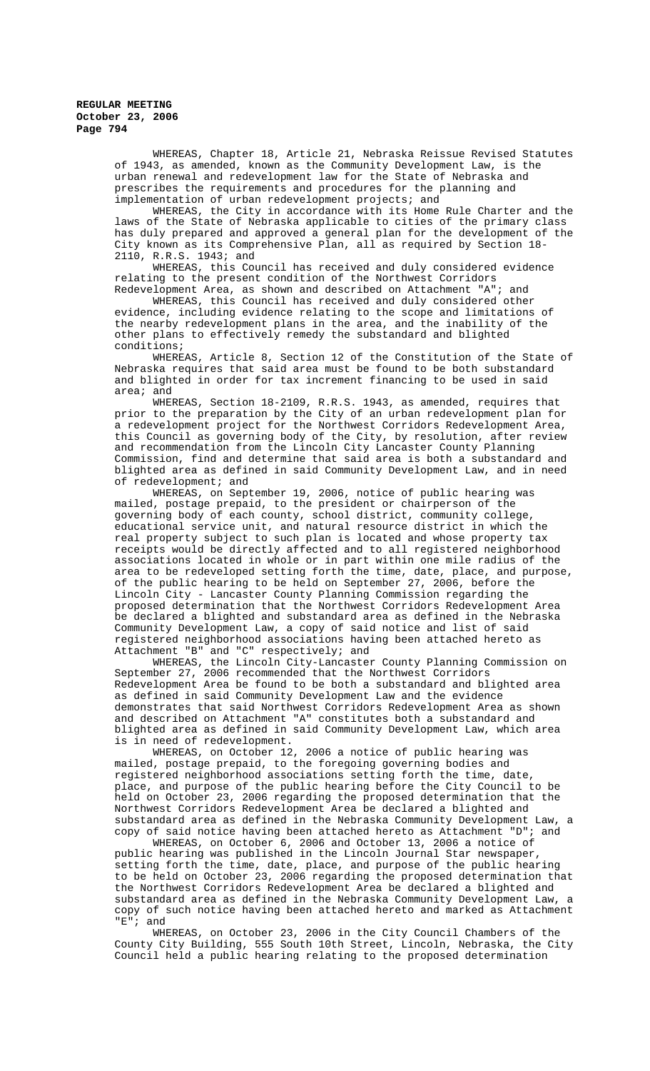WHEREAS, Chapter 18, Article 21, Nebraska Reissue Revised Statutes of 1943, as amended, known as the Community Development Law, is the urban renewal and redevelopment law for the State of Nebraska and prescribes the requirements and procedures for the planning and implementation of urban redevelopment projects; and

WHEREAS, the City in accordance with its Home Rule Charter and the laws of the State of Nebraska applicable to cities of the primary class has duly prepared and approved a general plan for the development of the City known as its Comprehensive Plan, all as required by Section 18-2110, R.R.S. 1943; and

WHEREAS, this Council has received and duly considered evidence relating to the present condition of the Northwest Corridors Redevelopment Area, as shown and described on Attachment "A"; and

WHEREAS, this Council has received and duly considered other evidence, including evidence relating to the scope and limitations of the nearby redevelopment plans in the area, and the inability of the other plans to effectively remedy the substandard and blighted conditions;

WHEREAS, Article 8, Section 12 of the Constitution of the State of Nebraska requires that said area must be found to be both substandard and blighted in order for tax increment financing to be used in said area; and

WHEREAS, Section 18-2109, R.R.S. 1943, as amended, requires that prior to the preparation by the City of an urban redevelopment plan for a redevelopment project for the Northwest Corridors Redevelopment Area, this Council as governing body of the City, by resolution, after review and recommendation from the Lincoln City Lancaster County Planning Commission, find and determine that said area is both a substandard and blighted area as defined in said Community Development Law, and in need of redevelopment; and

WHEREAS, on September 19, 2006, notice of public hearing was mailed, postage prepaid, to the president or chairperson of the governing body of each county, school district, community college, educational service unit, and natural resource district in which the real property subject to such plan is located and whose property tax receipts would be directly affected and to all registered neighborhood associations located in whole or in part within one mile radius of the area to be redeveloped setting forth the time, date, place, and purpose, of the public hearing to be held on September 27, 2006, before the Lincoln City - Lancaster County Planning Commission regarding the proposed determination that the Northwest Corridors Redevelopment Area be declared a blighted and substandard area as defined in the Nebraska Community Development Law, a copy of said notice and list of said registered neighborhood associations having been attached hereto as Attachment "B" and "C" respectively; and

WHEREAS, the Lincoln City-Lancaster County Planning Commission on September 27, 2006 recommended that the Northwest Corridors Redevelopment Area be found to be both a substandard and blighted area as defined in said Community Development Law and the evidence demonstrates that said Northwest Corridors Redevelopment Area as shown and described on Attachment "A" constitutes both a substandard and blighted area as defined in said Community Development Law, which area is in need of redevelopment.

WHEREAS, on October 12, 2006 a notice of public hearing was mailed, postage prepaid, to the foregoing governing bodies and registered neighborhood associations setting forth the time, date, place, and purpose of the public hearing before the City Council to be held on October 23, 2006 regarding the proposed determination that the Northwest Corridors Redevelopment Area be declared a blighted and substandard area as defined in the Nebraska Community Development Law, a copy of said notice having been attached hereto as Attachment "D"; and

WHEREAS, on October 6, 2006 and October 13, 2006 a notice of public hearing was published in the Lincoln Journal Star newspaper, setting forth the time, date, place, and purpose of the public hearing to be held on October 23, 2006 regarding the proposed determination that the Northwest Corridors Redevelopment Area be declared a blighted and substandard area as defined in the Nebraska Community Development Law, a copy of such notice having been attached hereto and marked as Attachment "E"; and

WHEREAS, on October 23, 2006 in the City Council Chambers of the County City Building, 555 South 10th Street, Lincoln, Nebraska, the City Council held a public hearing relating to the proposed determination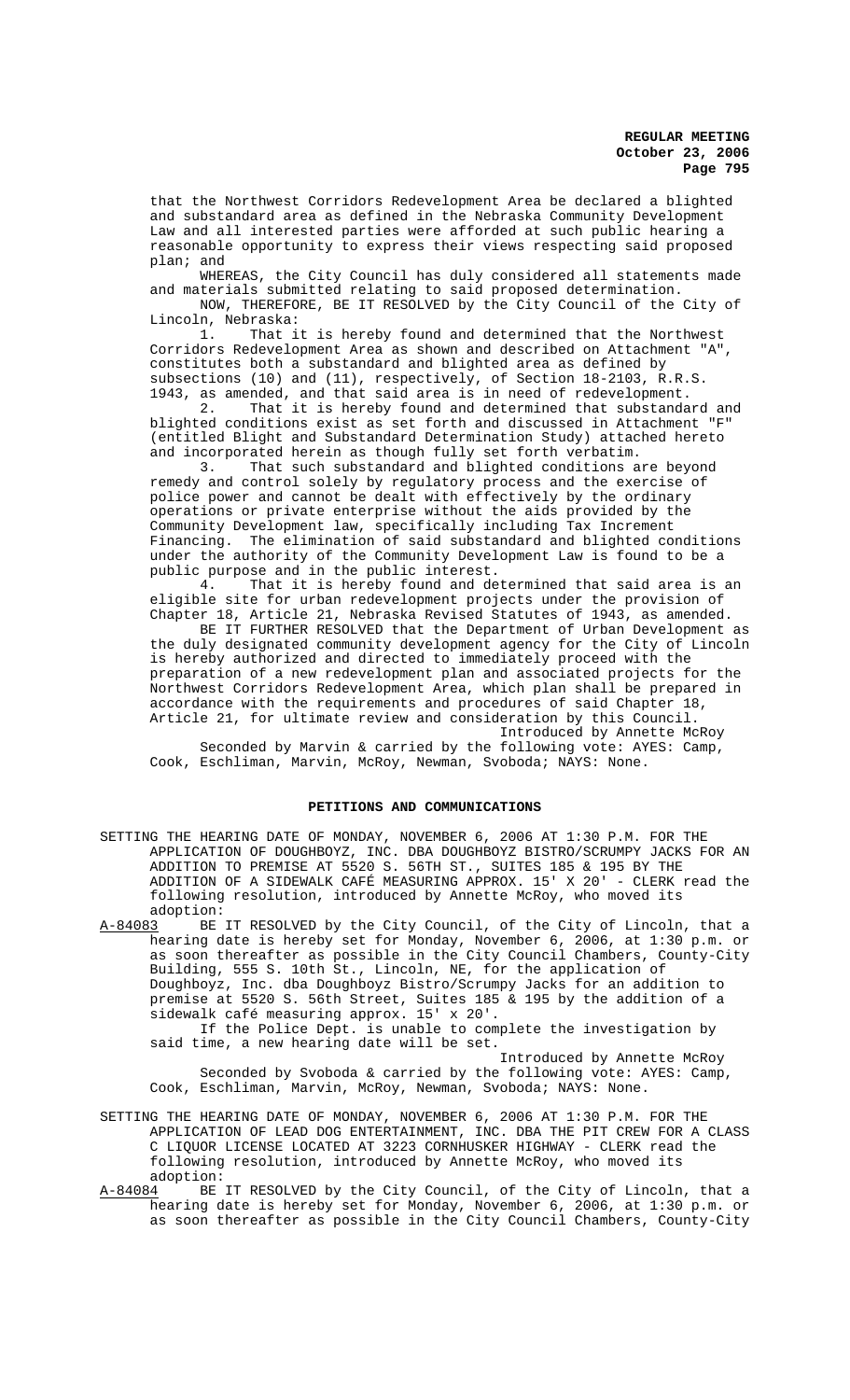that the Northwest Corridors Redevelopment Area be declared a blighted and substandard area as defined in the Nebraska Community Development Law and all interested parties were afforded at such public hearing a reasonable opportunity to express their views respecting said proposed plan; and

WHEREAS, the City Council has duly considered all statements made and materials submitted relating to said proposed determination.

NOW, THEREFORE, BE IT RESOLVED by the City Council of the City of Lincoln, Nebraska:

1. That it is hereby found and determined that the Northwest Corridors Redevelopment Area as shown and described on Attachment "A", constitutes both a substandard and blighted area as defined by subsections (10) and (11), respectively, of Section 18-2103, R.R.S. 1943, as amended, and that said area is in need of redevelopment.

2. That it is hereby found and determined that substandard and blighted conditions exist as set forth and discussed in Attachment "F" (entitled Blight and Substandard Determination Study) attached hereto and incorporated herein as though fully set forth verbatim.

3. That such substandard and blighted conditions are beyond remedy and control solely by regulatory process and the exercise of police power and cannot be dealt with effectively by the ordinary operations or private enterprise without the aids provided by the Community Development law, specifically including Tax Increment Financing. The elimination of said substandard and blighted conditions under the authority of the Community Development Law is found to be a public purpose and in the public interest.

4. That it is hereby found and determined that said area is an eligible site for urban redevelopment projects under the provision of Chapter 18, Article 21, Nebraska Revised Statutes of 1943, as amended.

BE IT FURTHER RESOLVED that the Department of Urban Development as the duly designated community development agency for the City of Lincoln is hereby authorized and directed to immediately proceed with the preparation of a new redevelopment plan and associated projects for the Northwest Corridors Redevelopment Area, which plan shall be prepared in accordance with the requirements and procedures of said Chapter 18, Article 21, for ultimate review and consideration by this Council.

Introduced by Annette McRoy

Seconded by Marvin & carried by the following vote: AYES: Camp, Cook, Eschliman, Marvin, McRoy, Newman, Svoboda; NAYS: None.

## PETITIONS AND COMMUNICATIONS

SETTING THE HEARING DATE OF MONDAY, NOVEMBER 6, 2006 AT 1:30 P.M. FOR THE APPLICATION OF DOUGHBOYZ, INC. DBA DOUGHBOYZ BISTRO/SCRUMPY JACKS FOR AN ADDITION TO PREMISE AT 5520 S. 56TH ST., SUITES 185 & 195 BY THE ADDITION OF A SIDEWALK CAFÉ MEASURING APPROX. 15' X 20' - CLERK read the following resolution, introduced by Annette McRoy, who moved its adoption:

A-84083 BE IT RESOLVED by the City Council, of the City of Lincoln, that a hearing date is hereby set for Monday, November 6, 2006, at 1:30 p.m. or as soon thereafter as possible in the City Council Chambers, County-City Building, 555 S. 10th St., Lincoln, NE, for the application of Doughboyz, Inc. dba Doughboyz Bistro/Scrumpy Jacks for an addition to premise at 5520 S. 56th Street, Suites 185 & 195 by the addition of a sidewalk café measuring approx. 15' x 20'.

If the Police Dept. is unable to complete the investigation by said time, a new hearing date will be set.

Introduced by Annette McRoy

Seconded by Svoboda & carried by the following vote: AYES: Camp, Cook, Eschliman, Marvin, McRoy, Newman, Svoboda; NAYS: None.

SETTING THE HEARING DATE OF MONDAY, NOVEMBER 6, 2006 AT 1:30 P.M. FOR THE APPLICATION OF LEAD DOG ENTERTAINMENT, INC. DBA THE PIT CREW FOR A CLASS C LIQUOR LICENSE LOCATED AT 3223 CORNHUSKER HIGHWAY - CLERK read the following resolution, introduced by Annette McRoy, who moved its adoption:

A-84084 BE IT RESOLVED by the City Council, of the City of Lincoln, that a hearing date is hereby set for Monday, November 6, 2006, at 1:30 p.m. or as soon thereafter as possible in the City Council Chambers, County-City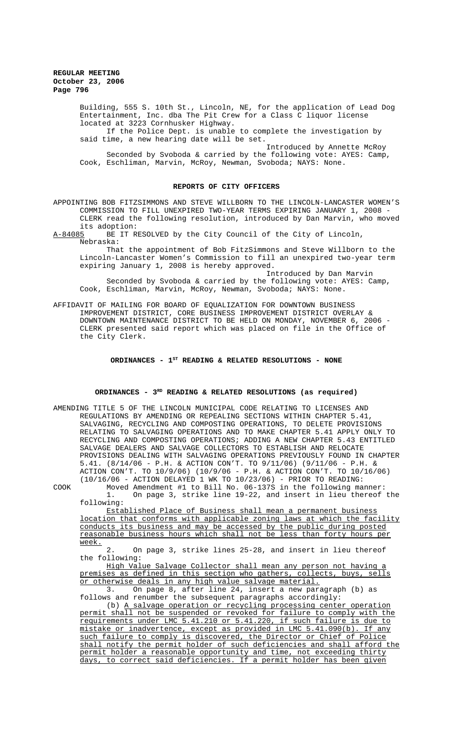Building, 555 S. 10th St., Lincoln, NE, for the application of Lead Dog Entertainment, Inc. dba The Pit Crew for a Class C liquor license located at 3223 Cornhusker Highway.

If the Police Dept. is unable to complete the investigation by said time, a new hearing date will be set.

Introduced by Annette McRoy

Seconded by Svoboda & carried by the following vote: AYES: Camp, Cook, Eschliman, Marvin, McRoy, Newman, Svoboda; NAYS: None.

## REPORTS OF CITY OFFICERS

APPOINTING BOB FITZSIMMONS AND STEVE WILLBORN TO THE LINCOLN-LANCASTER WOMEN'S COMMISSION TO FILL UNEXPIRED TWO-YEAR TERMS EXPIRING JANUARY 1, 2008 - CLERK read the following resolution, introduced by Dan Marvin, who moved its adoption:

A-84085 BE IT RESOLVED by the City Council of the City of Lincoln, Nebraska:

That the appointment of Bob FitzSimmons and Steve Willborn to the Lincoln-Lancaster Women's Commission to fill an unexpired two-year term expiring January 1, 2008 is hereby approved.

Introduced by Dan Marvin

Seconded by Svoboda & carried by the following vote: AYES: Camp, Cook, Eschliman, Marvin, McRoy, Newman, Svoboda; NAYS: None.

AFFIDAVIT OF MAILING FOR BOARD OF EQUALIZATION FOR DOWNTOWN BUSINESS IMPROVEMENT DISTRICT, CORE BUSINESS IMPROVEMENT DISTRICT OVERLAY & DOWNTOWN MAINTENANCE DISTRICT TO BE HELD ON MONDAY, NOVEMBER 6, 2006 - CLERK presented said report which was placed on file in the Office of the City Clerk.

## ORDINANCES - 1ST READING & RELATED RESOLUTIONS - NONE

## ORDINANCES - 3RD READING & RELATED RESOLUTIONS (as required)

AMENDING TITLE 5 OF THE LINCOLN MUNICIPAL CODE RELATING TO LICENSES AND REGULATIONS BY AMENDING OR REPEALING SECTIONS WITHIN CHAPTER 5.41, SALVAGING, RECYCLING AND COMPOSTING OPERATIONS, TO DELETE PROVISIONS RELATING TO SALVAGING OPERATIONS AND TO MAKE CHAPTER 5.41 APPLY ONLY TO RECYCLING AND COMPOSTING OPERATIONS; ADDING A NEW CHAPTER 5.43 ENTITLED SALVAGE DEALERS AND SALVAGE COLLECTORS TO ESTABLISH AND RELOCATE PROVISIONS DEALING WITH SALVAGING OPERATIONS PREVIOUSLY FOUND IN CHAPTER 5.41. (8/14/06 - P.H. & ACTION CON'T. TO 9/11/06) (9/11/06 - P.H. & ACTION CON'T. TO 10/9/06) (10/9/06 - P.H. & ACTION CON'T. TO 10/16/06) (10/16/06 - ACTION DELAYED 1 WK TO 10/23/06) - PRIOR TO READING:

COOK Moved Amendment #1 to Bill No. 06-137S in the following manner:

1. On page 3, strike line 19-22, and insert in lieu thereof the following:

<u>Established Place of Business shall mean a permanent business location that conforms with applicable zoning laws at which the facility conducts its business and may be accessed by the public during posted reasonable business hours which shall not be less than forty hours per week.</u>

2. On page 3, strike lines 25-28, and insert in lieu thereof the following:

<u>High Value Salvage Collector shall mean any person not having a premises as defined in this section who gathers, collects, buys, sells or otherwise deals in any high value salvage material.</u>

3. On page 8, after line 24, insert a new paragraph (b) as follows and renumber the subsequent paragraphs accordingly:

(b) <u>A salvage operation or recycling processing center operation permit shall not be suspended or revoked for failure to comply with the requirements under LMC 5.41.210 or 5.41.220, if such failure is due to mistake or inadvertence, except as provided in LMC 5.41.090(b). If any such failure to comply is discovered, the Director or Chief of Police shall notify the permit holder of such deficiencies and shall afford the permit holder a reasonable opportunity and time, not exceeding thirty days, to correct said deficiencies. If a permit holder has been given</u>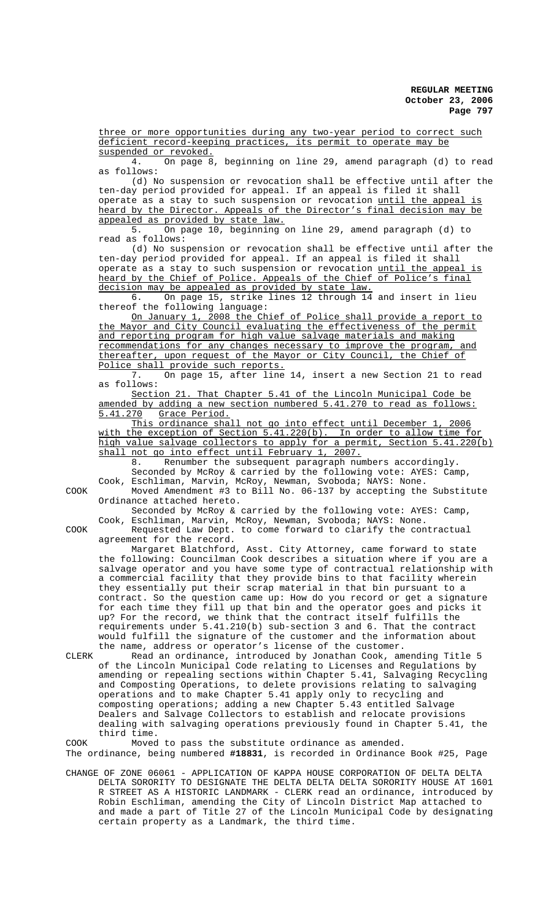three or more opportunities during any two-year period to correct such deficient record-keeping practices, its permit to operate may be suspended or revoked.

4. On page 8, beginning on line 29, amend paragraph (d) to read as follows:

(d) No suspension or revocation shall be effective until after the ten-day period provided for appeal. If an appeal is filed it shall operate as a stay to such suspension or revocation until the appeal is heard by the Director. Appeals of the Director's final decision may be appealed as provided by state law.

5. On page 10, beginning on line 29, amend paragraph (d) to read as follows:

(d) No suspension or revocation shall be effective until after the ten-day period provided for appeal. If an appeal is filed it shall operate as a stay to such suspension or revocation until the appeal is heard by the Chief of Police. Appeals of the Chief of Police's final decision may be appealed as provided by state law.

6. On page 15, strike lines 12 through 14 and insert in lieu thereof the following language:

On January 1, 2008 the Chief of Police shall provide a report to the Mayor and City Council evaluating the effectiveness of the permit and reporting program for high value salvage materials and making recommendations for any changes necessary to improve the program, and thereafter, upon request of the Mayor or City Council, the Chief of Police shall provide such reports.

7. On page 15, after line 14, insert a new Section 21 to read as follows:

Section 21. That Chapter 5.41 of the Lincoln Municipal Code be amended by adding a new section numbered 5.41.270 to read as follows:
5.41.270 Grace Period.

This ordinance shall not go into effect until December 1, 2006 with the exception of Section 5.41.220(b). In order to allow time for high value salvage collectors to apply for a permit, Section 5.41.220(b) shall not go into effect until February 1, 2007.

8. Renumber the subsequent paragraph numbers accordingly.

Seconded by McRoy & carried by the following vote: AYES: Camp, Cook, Eschliman, Marvin, McRoy, Newman, Svoboda; NAYS: None.

COOK Moved Amendment #3 to Bill No. 06-137 by accepting the Substitute Ordinance attached hereto.

Seconded by McRoy & carried by the following vote: AYES: Camp, Cook, Eschliman, Marvin, McRoy, Newman, Svoboda; NAYS: None.

COOK Requested Law Dept. to come forward to clarify the contractual agreement for the record.

Margaret Blatchford, Asst. City Attorney, came forward to state the following: Councilman Cook describes a situation where if you are a salvage operator and you have some type of contractual relationship with a commercial facility that they provide bins to that facility wherein they essentially put their scrap material in that bin pursuant to a contract. So the question came up: How do you record or get a signature for each time they fill up that bin and the operator goes and picks it up? For the record, we think that the contract itself fulfills the requirements under 5.41.210(b) sub-section 3 and 6. That the contract would fulfill the signature of the customer and the information about the name, address or operator's license of the customer.

CLERK Read an ordinance, introduced by Jonathan Cook, amending Title 5 of the Lincoln Municipal Code relating to Licenses and Regulations by amending or repealing sections within Chapter 5.41, Salvaging Recycling and Composting Operations, to delete provisions relating to salvaging operations and to make Chapter 5.41 apply only to recycling and composting operations; adding a new Chapter 5.43 entitled Salvage Dealers and Salvage Collectors to establish and relocate provisions dealing with salvaging operations previously found in Chapter 5.41, the third time.

COOK Moved to pass the substitute ordinance as amended.

The ordinance, being numbered **#18831**, is recorded in Ordinance Book #25, Page

CHANGE OF ZONE 06061 - APPLICATION OF KAPPA HOUSE CORPORATION OF DELTA DELTA DELTA SORORITY TO DESIGNATE THE DELTA DELTA DELTA SORORITY HOUSE AT 1601 R STREET AS A HISTORIC LANDMARK - CLERK read an ordinance, introduced by Robin Eschliman, amending the City of Lincoln District Map attached to and made a part of Title 27 of the Lincoln Municipal Code by designating certain property as a Landmark, the third time.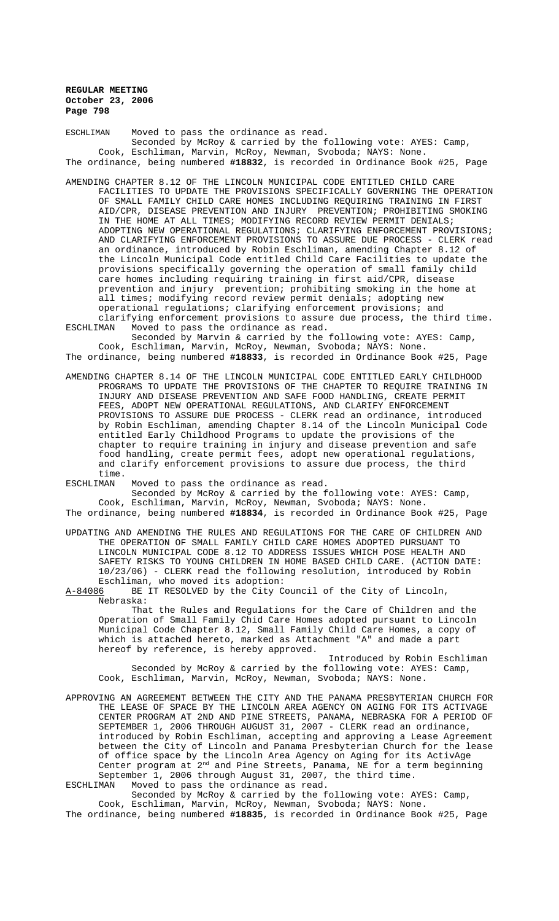ESCHLIMAN Moved to pass the ordinance as read.
Seconded by McRoy & carried by the following vote: AYES: Camp, Cook, Eschliman, Marvin, McRoy, Newman, Svoboda; NAYS: None.
The ordinance, being numbered **#18832**, is recorded in Ordinance Book #25, Page

AMENDING CHAPTER 8.12 OF THE LINCOLN MUNICIPAL CODE ENTITLED CHILD CARE FACILITIES TO UPDATE THE PROVISIONS SPECIFICALLY GOVERNING THE OPERATION OF SMALL FAMILY CHILD CARE HOMES INCLUDING REQUIRING TRAINING IN FIRST AID/CPR, DISEASE PREVENTION AND INJURY PREVENTION; PROHIBITING SMOKING IN THE HOME AT ALL TIMES; MODIFYING RECORD REVIEW PERMIT DENIALS; ADOPTING NEW OPERATIONAL REGULATIONS; CLARIFYING ENFORCEMENT PROVISIONS; AND CLARIFYING ENFORCEMENT PROVISIONS TO ASSURE DUE PROCESS - CLERK read an ordinance, introduced by Robin Eschliman, amending Chapter 8.12 of the Lincoln Municipal Code entitled Child Care Facilities to update the provisions specifically governing the operation of small family child care homes including requiring training in first aid/CPR, disease prevention and injury prevention; prohibiting smoking in the home at all times; modifying record review permit denials; adopting new operational regulations; clarifying enforcement provisions; and clarifying enforcement provisions to assure due process, the third time.
ESCHLIMAN Moved to pass the ordinance as read.
Seconded by Marvin & carried by the following vote: AYES: Camp, Cook, Eschliman, Marvin, McRoy, Newman, Svoboda; NAYS: None.
The ordinance, being numbered **#18833**, is recorded in Ordinance Book #25, Page

AMENDING CHAPTER 8.14 OF THE LINCOLN MUNICIPAL CODE ENTITLED EARLY CHILDHOOD PROGRAMS TO UPDATE THE PROVISIONS OF THE CHAPTER TO REQUIRE TRAINING IN INJURY AND DISEASE PREVENTION AND SAFE FOOD HANDLING, CREATE PERMIT FEES, ADOPT NEW OPERATIONAL REGULATIONS, AND CLARIFY ENFORCEMENT PROVISIONS TO ASSURE DUE PROCESS - CLERK read an ordinance, introduced by Robin Eschliman, amending Chapter 8.14 of the Lincoln Municipal Code entitled Early Childhood Programs to update the provisions of the chapter to require training in injury and disease prevention and safe food handling, create permit fees, adopt new operational regulations, and clarify enforcement provisions to assure due process, the third time.
ESCHLIMAN Moved to pass the ordinance as read.
Seconded by McRoy & carried by the following vote: AYES: Camp, Cook, Eschliman, Marvin, McRoy, Newman, Svoboda; NAYS: None.
The ordinance, being numbered **#18834**, is recorded in Ordinance Book #25, Page

UPDATING AND AMENDING THE RULES AND REGULATIONS FOR THE CARE OF CHILDREN AND THE OPERATION OF SMALL FAMILY CHILD CARE HOMES ADOPTED PURSUANT TO LINCOLN MUNICIPAL CODE 8.12 TO ADDRESS ISSUES WHICH POSE HEALTH AND SAFETY RISKS TO YOUNG CHILDREN IN HOME BASED CHILD CARE. (ACTION DATE: 10/23/06) - CLERK read the following resolution, introduced by Robin Eschliman, who moved its adoption:

A-84086 BE IT RESOLVED by the City Council of the City of Lincoln, Nebraska:

That the Rules and Regulations for the Care of Children and the Operation of Small Family Chid Care Homes adopted pursuant to Lincoln Municipal Code Chapter 8.12, Small Family Child Care Homes, a copy of which is attached hereto, marked as Attachment "A" and made a part hereof by reference, is hereby approved.

Introduced by Robin Eschliman

Seconded by McRoy & carried by the following vote: AYES: Camp, Cook, Eschliman, Marvin, McRoy, Newman, Svoboda; NAYS: None.

APPROVING AN AGREEMENT BETWEEN THE CITY AND THE PANAMA PRESBYTERIAN CHURCH FOR THE LEASE OF SPACE BY THE LINCOLN AREA AGENCY ON AGING FOR ITS ACTIVAGE CENTER PROGRAM AT 2ND AND PINE STREETS, PANAMA, NEBRASKA FOR A PERIOD OF SEPTEMBER 1, 2006 THROUGH AUGUST 31, 2007 - CLERK read an ordinance, introduced by Robin Eschliman, accepting and approving a Lease Agreement between the City of Lincoln and Panama Presbyterian Church for the lease of office space by the Lincoln Area Agency on Aging for its ActivAge Center program at 2nd and Pine Streets, Panama, NE for a term beginning September 1, 2006 through August 31, 2007, the third time.
ESCHLIMAN Moved to pass the ordinance as read.
Seconded by McRoy & carried by the following vote: AYES: Camp, Cook, Eschliman, Marvin, McRoy, Newman, Svoboda; NAYS: None.
The ordinance, being numbered **#18835**, is recorded in Ordinance Book #25, Page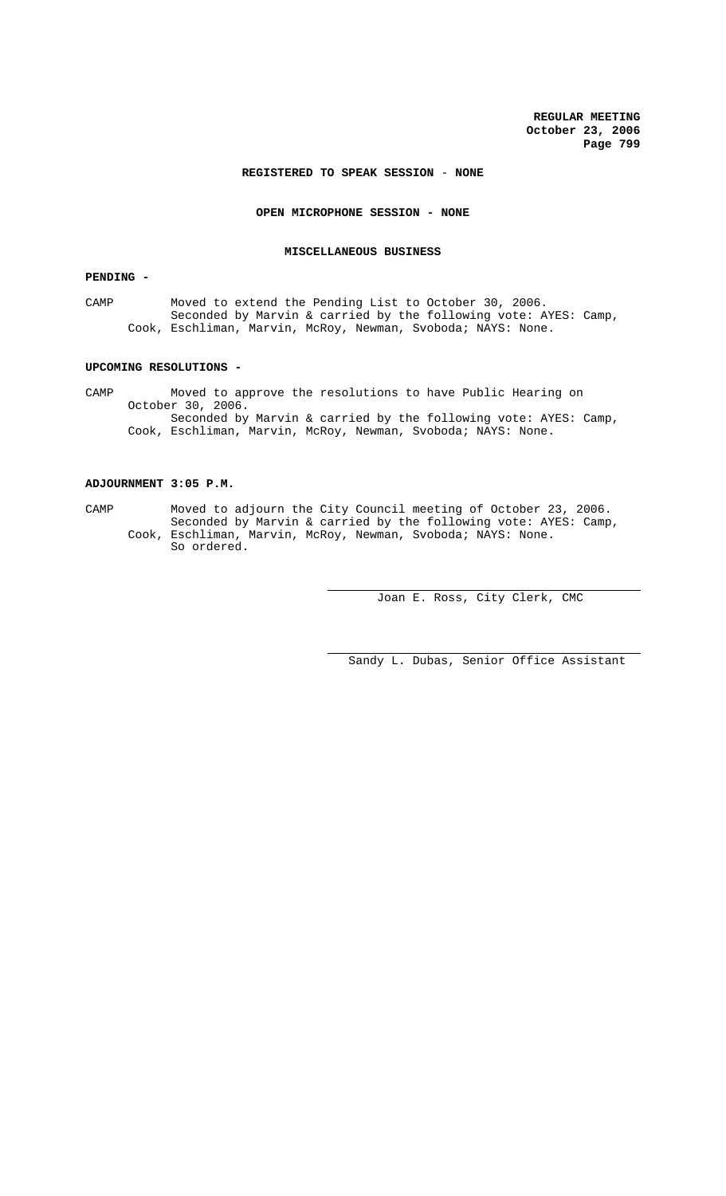**REGISTERED TO SPEAK SESSION - NONE**

**OPEN MICROPHONE SESSION - NONE**

**MISCELLANEOUS BUSINESS**

**PENDING -**

CAMP Moved to extend the Pending List to October 30, 2006.
Seconded by Marvin & carried by the following vote: AYES: Camp, Cook, Eschliman, Marvin, McRoy, Newman, Svoboda; NAYS: None.

**UPCOMING RESOLUTIONS -**

CAMP Moved to approve the resolutions to have Public Hearing on October 30, 2006.
Seconded by Marvin & carried by the following vote: AYES: Camp, Cook, Eschliman, Marvin, McRoy, Newman, Svoboda; NAYS: None.

**ADJOURNMENT 3:05 P.M.**

CAMP Moved to adjourn the City Council meeting of October 23, 2006.
Seconded by Marvin & carried by the following vote: AYES: Camp, Cook, Eschliman, Marvin, McRoy, Newman, Svoboda; NAYS: None.
So ordered.

Joan E. Ross, City Clerk, CMC

Sandy L. Dubas, Senior Office Assistant